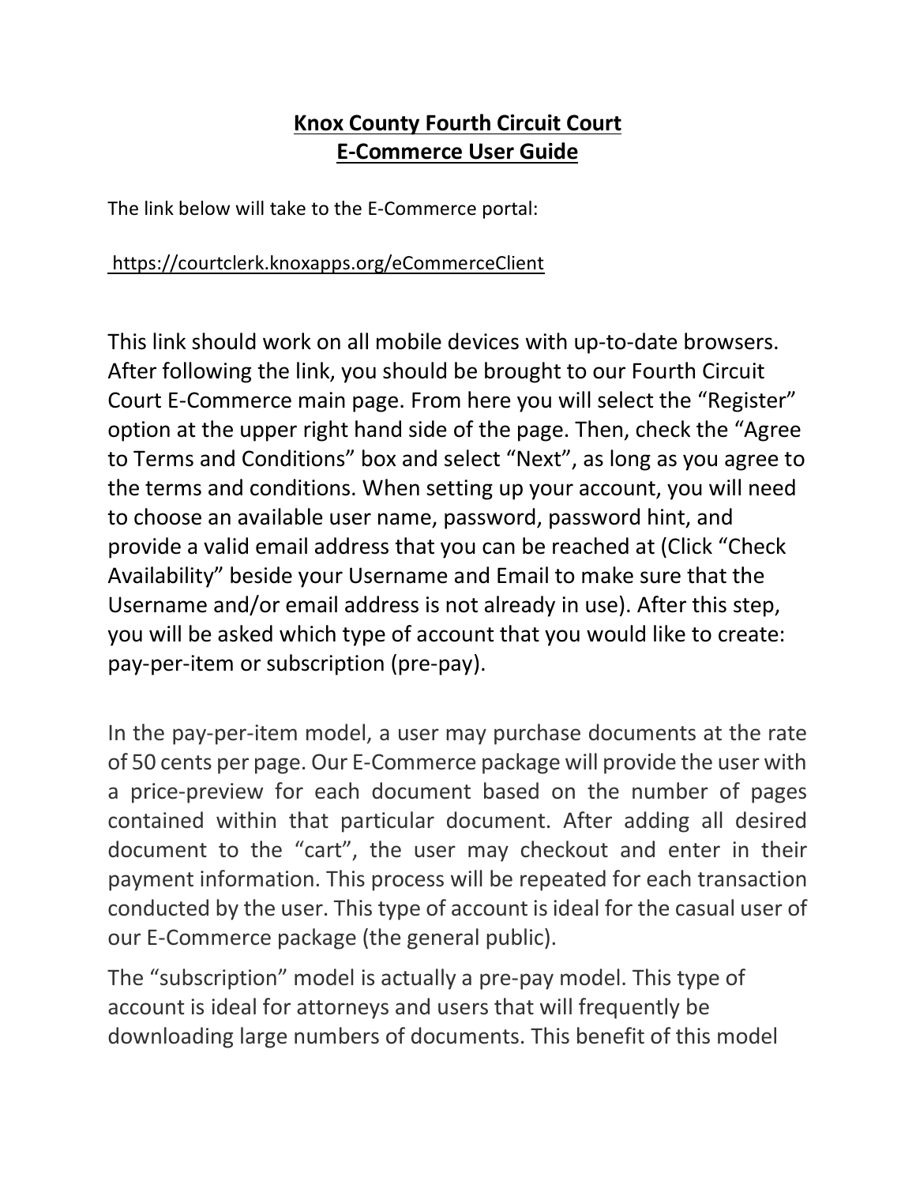# Knox County Fourth Circuit Court
# E-Commerce User Guide

The link below will take to the E-Commerce portal:

https://courtclerk.knoxapps.org/eCommerceClient

This link should work on all mobile devices with up-to-date browsers. After following the link, you should be brought to our Fourth Circuit Court E-Commerce main page. From here you will select the "Register" option at the upper right hand side of the page. Then, check the "Agree to Terms and Conditions" box and select "Next", as long as you agree to the terms and conditions. When setting up your account, you will need to choose an available user name, password, password hint, and provide a valid email address that you can be reached at (Click "Check Availability" beside your Username and Email to make sure that the Username and/or email address is not already in use). After this step, you will be asked which type of account that you would like to create: pay-per-item or subscription (pre-pay).

In the pay-per-item model, a user may purchase documents at the rate of 50 cents per page. Our E-Commerce package will provide the user with a price-preview for each document based on the number of pages contained within that particular document. After adding all desired document to the "cart", the user may checkout and enter in their payment information. This process will be repeated for each transaction conducted by the user. This type of account is ideal for the casual user of our E-Commerce package (the general public).

The "subscription" model is actually a pre-pay model. This type of account is ideal for attorneys and users that will frequently be downloading large numbers of documents. This benefit of this model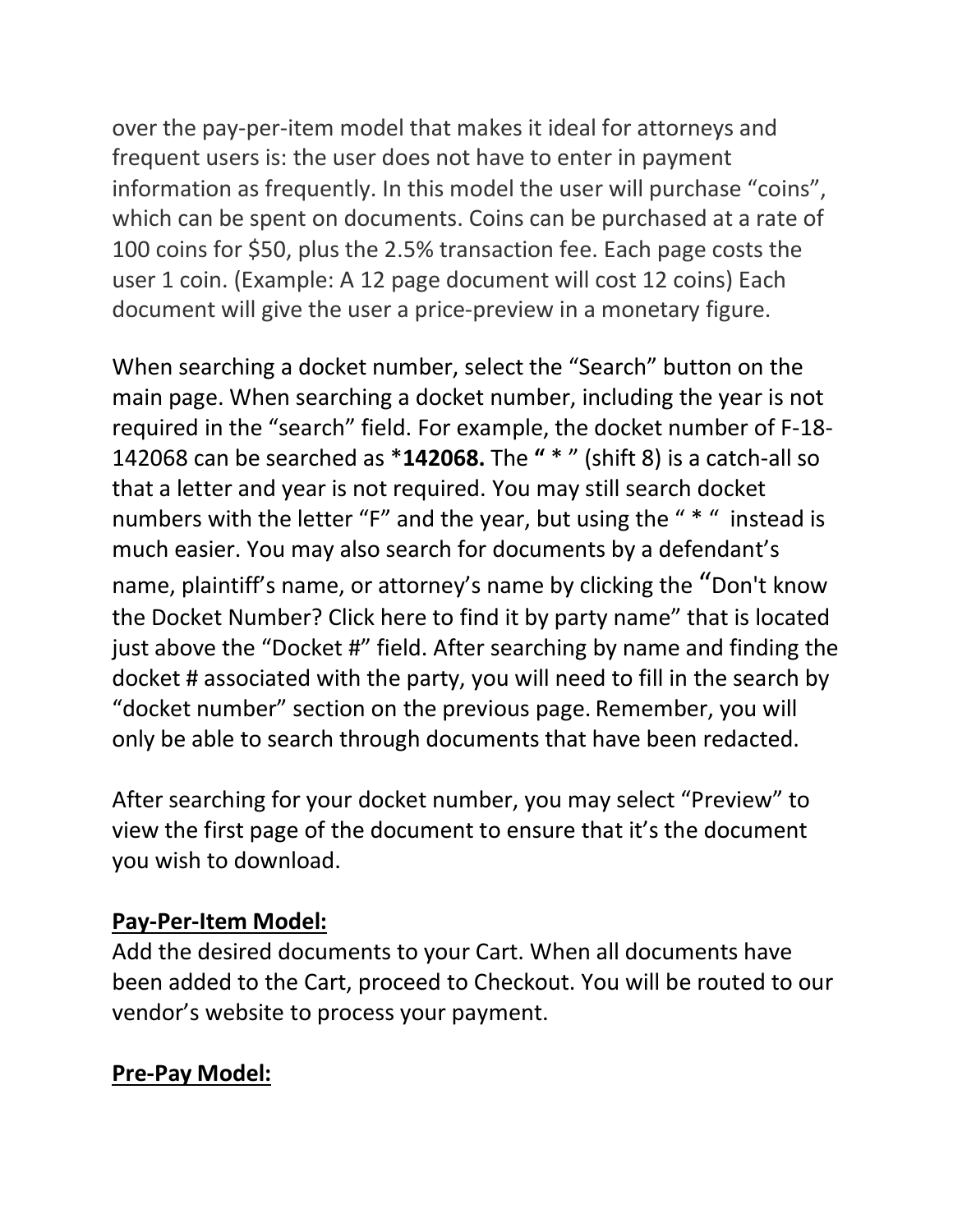over the pay-per-item model that makes it ideal for attorneys and frequent users is: the user does not have to enter in payment information as frequently. In this model the user will purchase "coins", which can be spent on documents. Coins can be purchased at a rate of 100 coins for $50, plus the 2.5% transaction fee. Each page costs the user 1 coin. (Example: A 12 page document will cost 12 coins) Each document will give the user a price-preview in a monetary figure.

When searching a docket number, select the "Search" button on the main page. When searching a docket number, including the year is not required in the "search" field. For example, the docket number of F-18-142068 can be searched as ***142068.** The **"** * " (shift 8) is a catch-all so that a letter and year is not required. You may still search docket numbers with the letter "F" and the year, but using the " * " instead is much easier. You may also search for documents by a defendant's name, plaintiff's name, or attorney's name by clicking the "Don't know the Docket Number? Click here to find it by party name" that is located just above the "Docket #" field. After searching by name and finding the docket # associated with the party, you will need to fill in the search by "docket number" section on the previous page. Remember, you will only be able to search through documents that have been redacted.

After searching for your docket number, you may select "Preview" to view the first page of the document to ensure that it's the document you wish to download.

**Pay-Per-Item Model:**
Add the desired documents to your Cart. When all documents have been added to the Cart, proceed to Checkout. You will be routed to our vendor's website to process your payment.

**Pre-Pay Model:**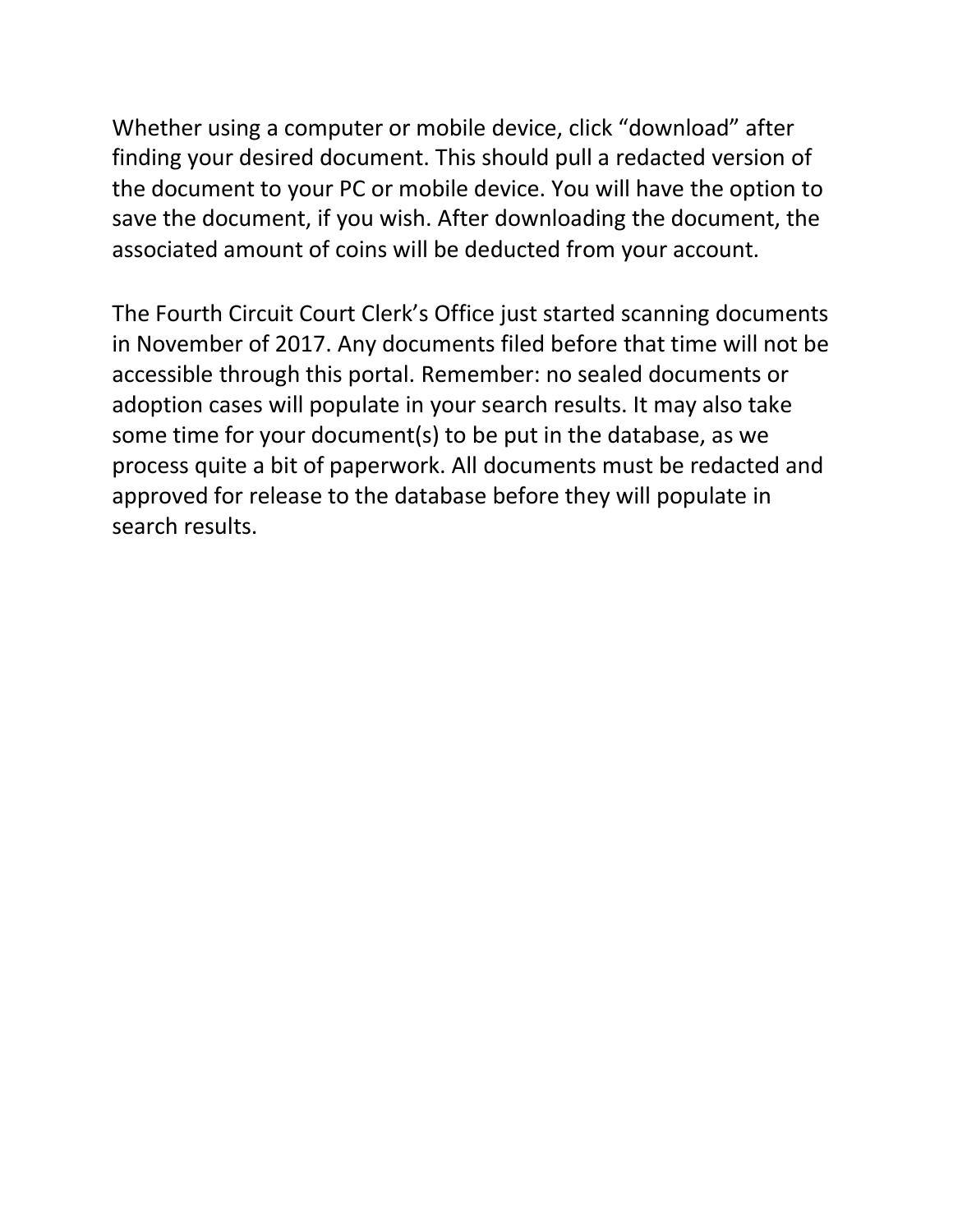Whether using a computer or mobile device, click “download” after finding your desired document. This should pull a redacted version of the document to your PC or mobile device. You will have the option to save the document, if you wish. After downloading the document, the associated amount of coins will be deducted from your account.

The Fourth Circuit Court Clerk’s Office just started scanning documents in November of 2017. Any documents filed before that time will not be accessible through this portal. Remember: no sealed documents or adoption cases will populate in your search results. It may also take some time for your document(s) to be put in the database, as we process quite a bit of paperwork. All documents must be redacted and approved for release to the database before they will populate in search results.